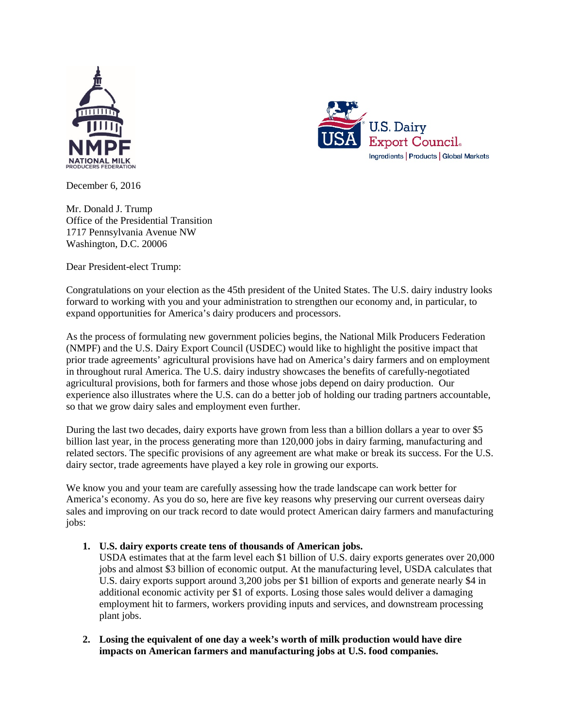NMPF
NATIONAL MILK
PRODUCERS FEDERATION

U.S. Dairy
Export Council
Ingredients | Products | Global Markets

December 6, 2016

Mr. Donald J. Trump
Office of the Presidential Transition
1717 Pennsylvania Avenue NW
Washington, D.C. 20006

Dear President-elect Trump:

Congratulations on your election as the 45th president of the United States. The U.S. dairy industry looks forward to working with you and your administration to strengthen our economy and, in particular, to expand opportunities for America's dairy producers and processors.

As the process of formulating new government policies begins, the National Milk Producers Federation (NMPF) and the U.S. Dairy Export Council (USDEC) would like to highlight the positive impact that prior trade agreements' agricultural provisions have had on America's dairy farmers and on employment in throughout rural America. The U.S. dairy industry showcases the benefits of carefully-negotiated agricultural provisions, both for farmers and those whose jobs depend on dairy production. Our experience also illustrates where the U.S. can do a better job of holding our trading partners accountable, so that we grow dairy sales and employment even further.

During the last two decades, dairy exports have grown from less than a billion dollars a year to over $5 billion last year, in the process generating more than 120,000 jobs in dairy farming, manufacturing and related sectors. The specific provisions of any agreement are what make or break its success. For the U.S. dairy sector, trade agreements have played a key role in growing our exports.

We know you and your team are carefully assessing how the trade landscape can work better for America's economy. As you do so, here are five key reasons why preserving our current overseas dairy sales and improving on our track record to date would protect American dairy farmers and manufacturing jobs:

1. **U.S. dairy exports create tens of thousands of American jobs.**
   USDA estimates that at the farm level each $1 billion of U.S. dairy exports generates over 20,000 jobs and almost $3 billion of economic output. At the manufacturing level, USDA calculates that U.S. dairy exports support around 3,200 jobs per $1 billion of exports and generate nearly $4 in additional economic activity per $1 of exports. Losing those sales would deliver a damaging employment hit to farmers, workers providing inputs and services, and downstream processing plant jobs.

2. **Losing the equivalent of one day a week's worth of milk production would have dire impacts on American farmers and manufacturing jobs at U.S. food companies.**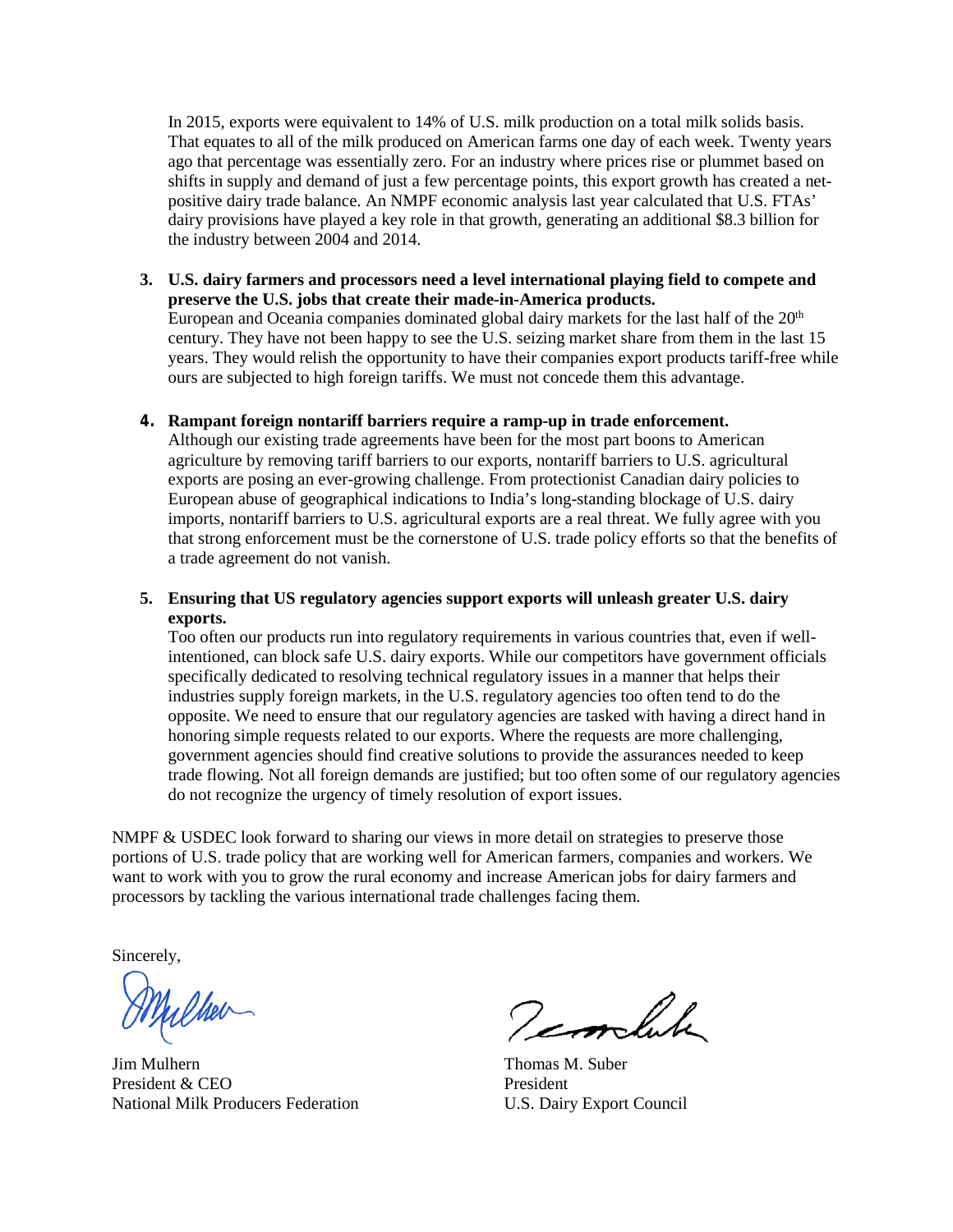In 2015, exports were equivalent to 14% of U.S. milk production on a total milk solids basis. That equates to all of the milk produced on American farms one day of each week. Twenty years ago that percentage was essentially zero. For an industry where prices rise or plummet based on shifts in supply and demand of just a few percentage points, this export growth has created a net-positive dairy trade balance. An NMPF economic analysis last year calculated that U.S. FTAs' dairy provisions have played a key role in that growth, generating an additional $8.3 billion for the industry between 2004 and 2014.

3. **U.S. dairy farmers and processors need a level international playing field to compete and preserve the U.S. jobs that create their made-in-America products.**
   European and Oceania companies dominated global dairy markets for the last half of the 20th century. They have not been happy to see the U.S. seizing market share from them in the last 15 years. They would relish the opportunity to have their companies export products tariff-free while ours are subjected to high foreign tariffs. We must not concede them this advantage.

4. **Rampant foreign nontariff barriers require a ramp-up in trade enforcement.**
   Although our existing trade agreements have been for the most part boons to American agriculture by removing tariff barriers to our exports, nontariff barriers to U.S. agricultural exports are posing an ever-growing challenge. From protectionist Canadian dairy policies to European abuse of geographical indications to India's long-standing blockage of U.S. dairy imports, nontariff barriers to U.S. agricultural exports are a real threat. We fully agree with you that strong enforcement must be the cornerstone of U.S. trade policy efforts so that the benefits of a trade agreement do not vanish.

5. **Ensuring that US regulatory agencies support exports will unleash greater U.S. dairy exports.**
   Too often our products run into regulatory requirements in various countries that, even if well-intentioned, can block safe U.S. dairy exports. While our competitors have government officials specifically dedicated to resolving technical regulatory issues in a manner that helps their industries supply foreign markets, in the U.S. regulatory agencies too often tend to do the opposite. We need to ensure that our regulatory agencies are tasked with having a direct hand in honoring simple requests related to our exports. Where the requests are more challenging, government agencies should find creative solutions to provide the assurances needed to keep trade flowing. Not all foreign demands are justified; but too often some of our regulatory agencies do not recognize the urgency of timely resolution of export issues.

NMPF & USDEC look forward to sharing our views in more detail on strategies to preserve those portions of U.S. trade policy that are working well for American farmers, companies and workers. We want to work with you to grow the rural economy and increase American jobs for dairy farmers and processors by tackling the various international trade challenges facing them.

Sincerely,

Jim Mulhern
President & CEO
National Milk Producers Federation

Thomas M. Suber
President
U.S. Dairy Export Council